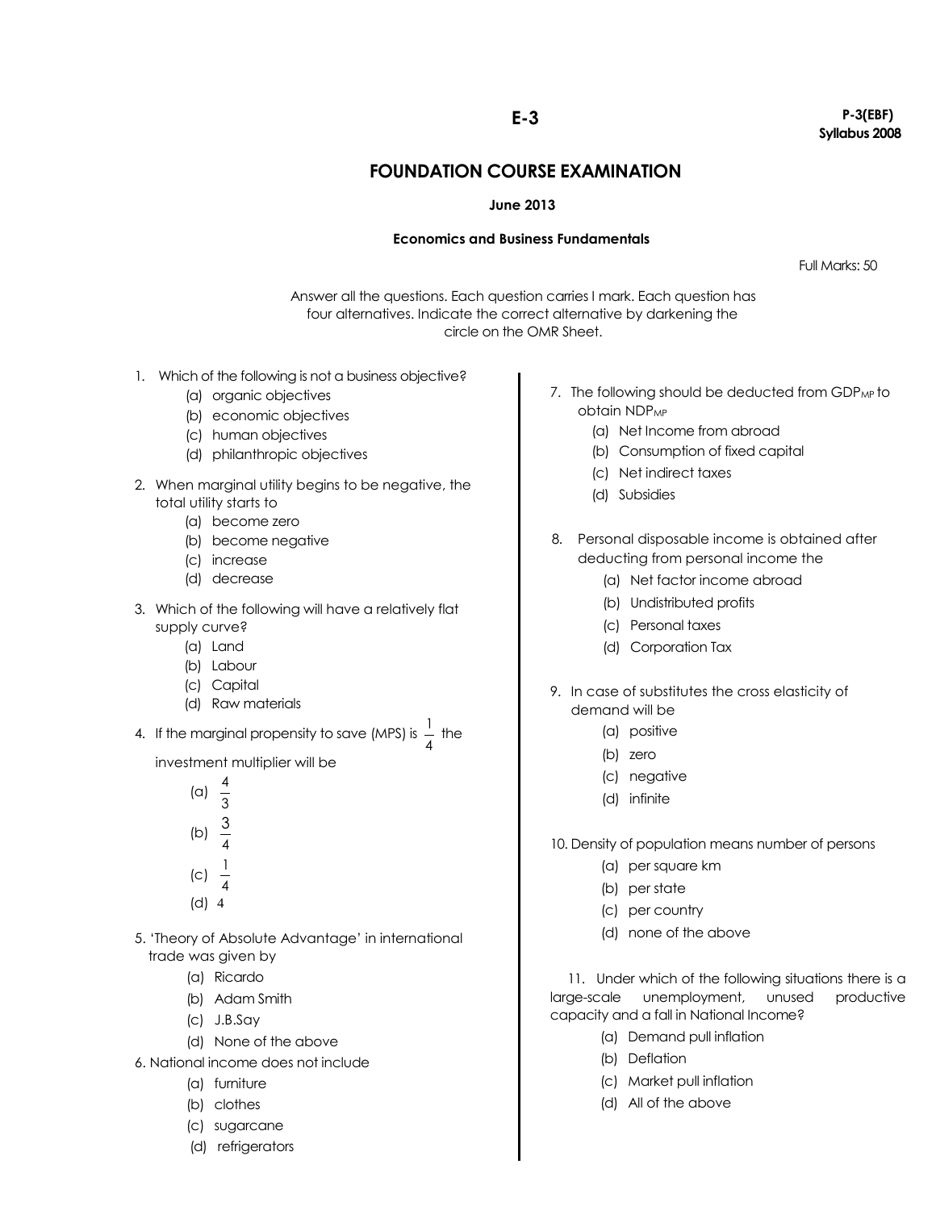**E-3**

**P-3(EBF)**
**Syllabus 2008**

# FOUNDATION COURSE EXAMINATION

**June 2013**

**Economics and Business Fundamentals**

Full Marks: 50

Answer all the questions. Each question carries I mark. Each question has four alternatives. Indicate the correct alternative by darkening the circle on the OMR Sheet.

1. Which of the following is not a business objective?
   - (a) organic objectives
   - (b) economic objectives
   - (c) human objectives
   - (d) philanthropic objectives

2. When marginal utility begins to be negative, the total utility starts to
   - (a) become zero
   - (b) become negative
   - (c) increase
   - (d) decrease

3. Which of the following will have a relatively flat supply curve?
   - (a) Land
   - (b) Labour
   - (c) Capital
   - (d) Raw materials

4. If the marginal propensity to save (MPS) is $\frac{1}{4}$ the investment multiplier will be
   - (a) $\frac{4}{3}$
   - (b) $\frac{3}{4}$
   - (c) $\frac{1}{4}$
   - (d) 4

5. 'Theory of Absolute Advantage' in international trade was given by
   - (a) Ricardo
   - (b) Adam Smith
   - (c) J.B.Say
   - (d) None of the above

6. National income does not include
   - (a) furniture
   - (b) clothes
   - (c) sugarcane
   - (d) refrigerators

7. The following should be deducted from $GDP_{MP}$ to obtain $NDP_{MP}$
   - (a) Net Income from abroad
   - (b) Consumption of fixed capital
   - (c) Net indirect taxes
   - (d) Subsidies

8. Personal disposable income is obtained after deducting from personal income the
   - (a) Net factor income abroad
   - (b) Undistributed profits
   - (c) Personal taxes
   - (d) Corporation Tax

9. In case of substitutes the cross elasticity of demand will be
   - (a) positive
   - (b) zero
   - (c) negative
   - (d) infinite

10. Density of population means number of persons
    - (a) per square km
    - (b) per state
    - (c) per country
    - (d) none of the above

11. Under which of the following situations there is a large-scale unemployment, unused productive capacity and a fall in National Income?
    - (a) Demand pull inflation
    - (b) Deflation
    - (c) Market pull inflation
    - (d) All of the above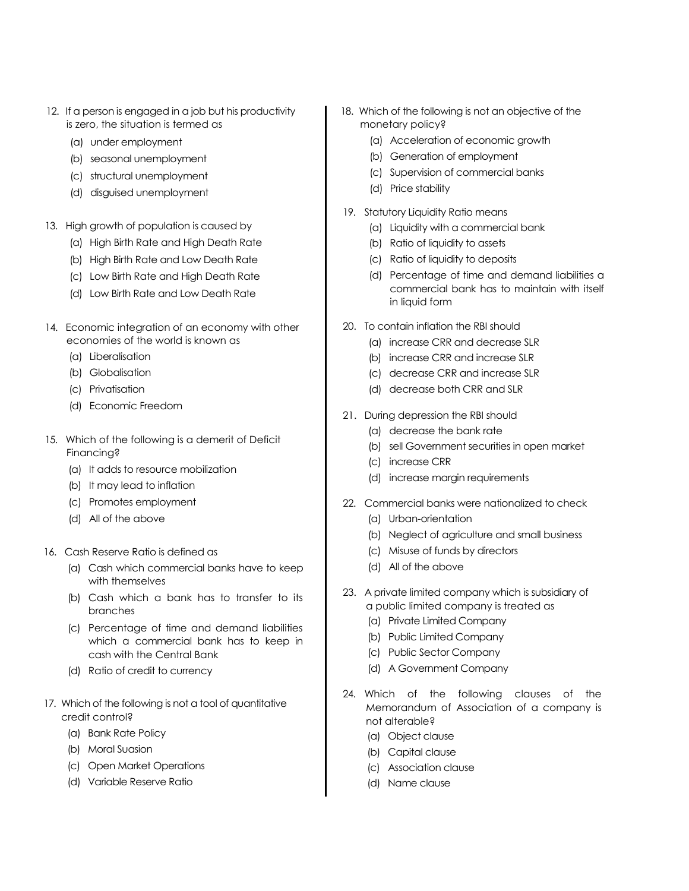12. If a person is engaged in a job but his productivity is zero, the situation is termed as
    (a) under employment
    (b) seasonal unemployment
    (c) structural unemployment
    (d) disguised unemployment

13. High growth of population is caused by
    (a) High Birth Rate and High Death Rate
    (b) High Birth Rate and Low Death Rate
    (c) Low Birth Rate and High Death Rate
    (d) Low Birth Rate and Low Death Rate

14. Economic integration of an economy with other economies of the world is known as
    (a) Liberalisation
    (b) Globalisation
    (c) Privatisation
    (d) Economic Freedom

15. Which of the following is a demerit of Deficit Financing?
    (a) It adds to resource mobilization
    (b) It may lead to inflation
    (c) Promotes employment
    (d) All of the above

16. Cash Reserve Ratio is defined as
    (a) Cash which commercial banks have to keep with themselves
    (b) Cash which a bank has to transfer to its branches
    (c) Percentage of time and demand liabilities which a commercial bank has to keep in cash with the Central Bank
    (d) Ratio of credit to currency

17. Which of the following is not a tool of quantitative credit control?
    (a) Bank Rate Policy
    (b) Moral Suasion
    (c) Open Market Operations
    (d) Variable Reserve Ratio

18. Which of the following is not an objective of the monetary policy?
    (a) Acceleration of economic growth
    (b) Generation of employment
    (c) Supervision of commercial banks
    (d) Price stability

19. Statutory Liquidity Ratio means
    (a) Liquidity with a commercial bank
    (b) Ratio of liquidity to assets
    (c) Ratio of liquidity to deposits
    (d) Percentage of time and demand liabilities a commercial bank has to maintain with itself in liquid form

20. To contain inflation the RBI should
    (a) increase CRR and decrease SLR
    (b) increase CRR and increase SLR
    (c) decrease CRR and increase SLR
    (d) decrease both CRR and SLR

21. During depression the RBI should
    (a) decrease the bank rate
    (b) sell Government securities in open market
    (c) increase CRR
    (d) increase margin requirements

22. Commercial banks were nationalized to check
    (a) Urban-orientation
    (b) Neglect of agriculture and small business
    (c) Misuse of funds by directors
    (d) All of the above

23. A private limited company which is subsidiary of a public limited company is treated as
    (a) Private Limited Company
    (b) Public Limited Company
    (c) Public Sector Company
    (d) A Government Company

24. Which of the following clauses of the Memorandum of Association of a company is not alterable?
    (a) Object clause
    (b) Capital clause
    (c) Association clause
    (d) Name clause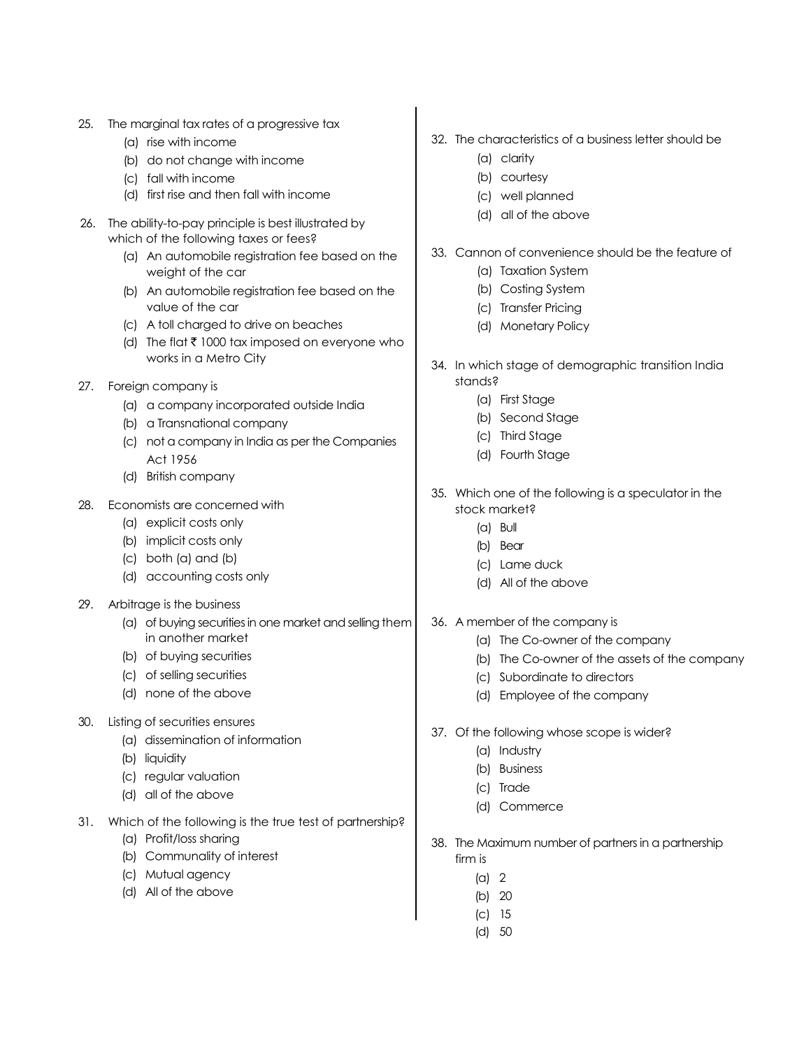25. The marginal tax rates of a progressive tax
    - (a) rise with income
    - (b) do not change with income
    - (c) fall with income
    - (d) first rise and then fall with income

26. The ability-to-pay principle is best illustrated by which of the following taxes or fees?
    - (a) An automobile registration fee based on the weight of the car
    - (b) An automobile registration fee based on the value of the car
    - (c) A toll charged to drive on beaches
    - (d) The flat ₹ 1000 tax imposed on everyone who works in a Metro City

27. Foreign company is
    - (a) a company incorporated outside India
    - (b) a Transnational company
    - (c) not a company in India as per the Companies Act 1956
    - (d) British company

28. Economists are concerned with
    - (a) explicit costs only
    - (b) implicit costs only
    - (c) both (a) and (b)
    - (d) accounting costs only

29. Arbitrage is the business
    - (a) of buying securities in one market and selling them in another market
    - (b) of buying securities
    - (c) of selling securities
    - (d) none of the above

30. Listing of securities ensures
    - (a) dissemination of information
    - (b) liquidity
    - (c) regular valuation
    - (d) all of the above

31. Which of the following is the true test of partnership?
    - (a) Profit/loss sharing
    - (b) Communality of interest
    - (c) Mutual agency
    - (d) All of the above

32. The characteristics of a business letter should be
    - (a) clarity
    - (b) courtesy
    - (c) well planned
    - (d) all of the above

33. Cannon of convenience should be the feature of
    - (a) Taxation System
    - (b) Costing System
    - (c) Transfer Pricing
    - (d) Monetary Policy

34. In which stage of demographic transition India stands?
    - (a) First Stage
    - (b) Second Stage
    - (c) Third Stage
    - (d) Fourth Stage

35. Which one of the following is a speculator in the stock market?
    - (a) Bull
    - (b) Bear
    - (c) Lame duck
    - (d) All of the above

36. A member of the company is
    - (a) The Co-owner of the company
    - (b) The Co-owner of the assets of the company
    - (c) Subordinate to directors
    - (d) Employee of the company

37. Of the following whose scope is wider?
    - (a) Industry
    - (b) Business
    - (c) Trade
    - (d) Commerce

38. The Maximum number of partners in a partnership firm is
    - (a) 2
    - (b) 20
    - (c) 15
    - (d) 50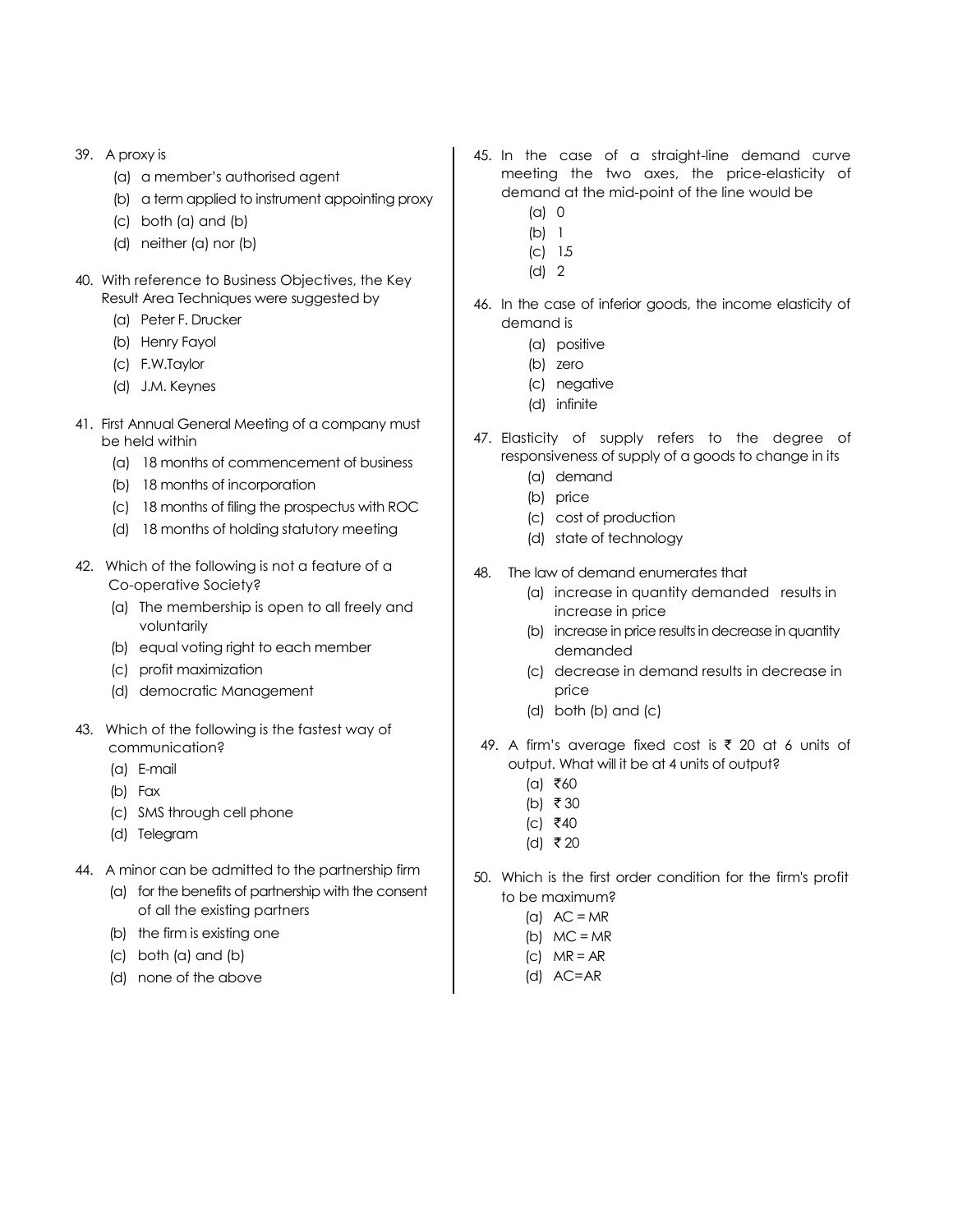39. A proxy is
    (a) a member's authorised agent
    (b) a term applied to instrument appointing proxy
    (c) both (a) and (b)
    (d) neither (a) nor (b)

40. With reference to Business Objectives, the Key Result Area Techniques were suggested by
    (a) Peter F. Drucker
    (b) Henry Fayol
    (c) F.W.Taylor
    (d) J.M. Keynes

41. First Annual General Meeting of a company must be held within
    (a) 18 months of commencement of business
    (b) 18 months of incorporation
    (c) 18 months of filing the prospectus with ROC
    (d) 18 months of holding statutory meeting

42. Which of the following is not a feature of a Co-operative Society?
    (a) The membership is open to all freely and voluntarily
    (b) equal voting right to each member
    (c) profit maximization
    (d) democratic Management

43. Which of the following is the fastest way of communication?
    (a) E-mail
    (b) Fax
    (c) SMS through cell phone
    (d) Telegram

44. A minor can be admitted to the partnership firm
    (a) for the benefits of partnership with the consent of all the existing partners
    (b) the firm is existing one
    (c) both (a) and (b)
    (d) none of the above

45. In the case of a straight-line demand curve meeting the two axes, the price-elasticity of demand at the mid-point of the line would be
    (a) 0
    (b) 1
    (c) 1.5
    (d) 2

46. In the case of inferior goods, the income elasticity of demand is
    (a) positive
    (b) zero
    (c) negative
    (d) infinite

47. Elasticity of supply refers to the degree of responsiveness of supply of a goods to change in its
    (a) demand
    (b) price
    (c) cost of production
    (d) state of technology

48. The law of demand enumerates that
    (a) increase in quantity demanded results in increase in price
    (b) increase in price results in decrease in quantity demanded
    (c) decrease in demand results in decrease in price
    (d) both (b) and (c)

49. A firm's average fixed cost is ₹ 20 at 6 units of output. What will it be at 4 units of output?
    (a) ₹60
    (b) ₹ 30
    (c) ₹40
    (d) ₹ 20

50. Which is the first order condition for the firm's profit to be maximum?
    (a) AC = MR
    (b) MC = MR
    (c) MR = AR
    (d) AC=AR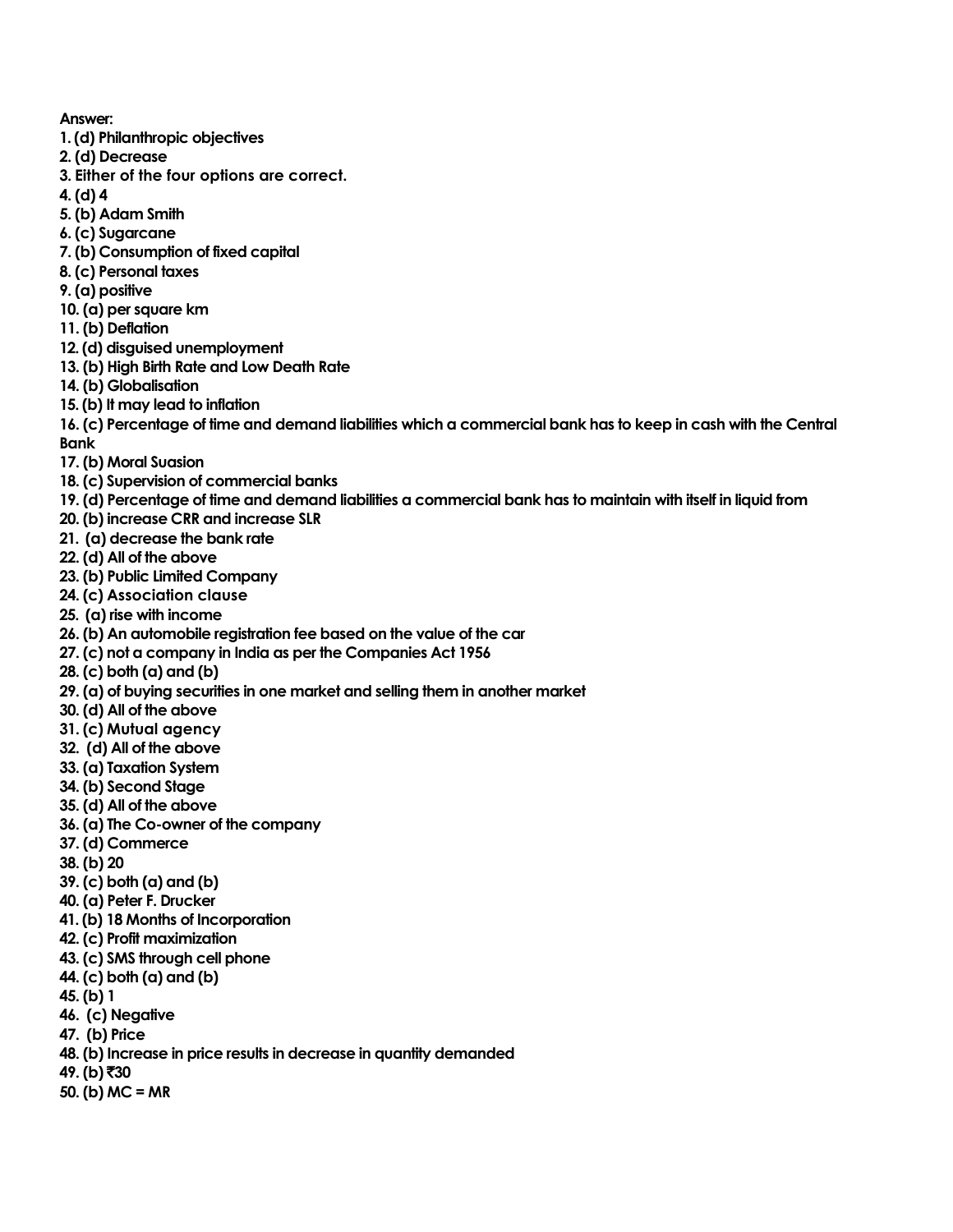**Answer:**

**1. (d) Philanthropic objectives**
**2. (d) Decrease**
**3. Either of the four options are correct.**
**4. (d) 4**
**5. (b) Adam Smith**
**6. (c) Sugarcane**
**7. (b) Consumption of fixed capital**
**8. (c) Personal taxes**
**9. (a) positive**
**10. (a) per square km**
**11. (b) Deflation**
**12. (d) disguised unemployment**
**13. (b) High Birth Rate and Low Death Rate**
**14. (b) Globalisation**
**15. (b) It may lead to inflation**
**16. (c) Percentage of time and demand liabilities which a commercial bank has to keep in cash with the Central Bank**
**17. (b) Moral Suasion**
**18. (c) Supervision of commercial banks**
**19. (d) Percentage of time and demand liabilities a commercial bank has to maintain with itself in liquid from**
**20. (b) increase CRR and increase SLR**
**21. (a) decrease the bank rate**
**22. (d) All of the above**
**23. (b) Public Limited Company**
**24. (c) Association clause**
**25. (a) rise with income**
**26. (b) An automobile registration fee based on the value of the car**
**27. (c) not a company in India as per the Companies Act 1956**
**28. (c) both (a) and (b)**
**29. (a) of buying securities in one market and selling them in another market**
**30. (d) All of the above**
**31. (c) Mutual agency**
**32. (d) All of the above**
**33. (a) Taxation System**
**34. (b) Second Stage**
**35. (d) All of the above**
**36. (a) The Co-owner of the company**
**37. (d) Commerce**
**38. (b) 20**
**39. (c) both (a) and (b)**
**40. (a) Peter F. Drucker**
**41. (b) 18 Months of Incorporation**
**42. (c) Profit maximization**
**43. (c) SMS through cell phone**
**44. (c) both (a) and (b)**
**45. (b) 1**
**46. (c) Negative**
**47. (b) Price**
**48. (b) Increase in price results in decrease in quantity demanded**
**49. (b) ₹30**
**50. (b) MC = MR**